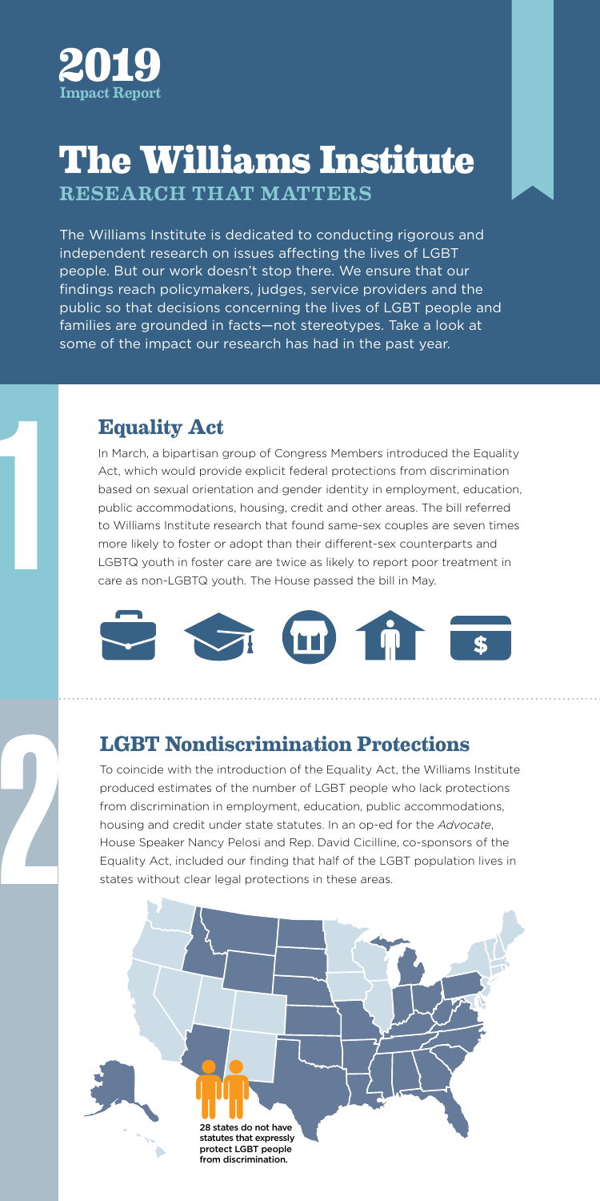**2019**
**Impact Report**

# The Williams Institute

## RESEARCH THAT MATTERS

The Williams Institute is dedicated to conducting rigorous and independent research on issues affecting the lives of LGBT people. But our work doesn't stop there. We ensure that our findings reach policymakers, judges, service providers and the public so that decisions concerning the lives of LGBT people and families are grounded in facts—not stereotypes. Take a look at some of the impact our research has had in the past year.

## 1 Equality Act

In March, a bipartisan group of Congress Members introduced the Equality Act, which would provide explicit federal protections from discrimination based on sexual orientation and gender identity in employment, education, public accommodations, housing, credit and other areas. The bill referred to Williams Institute research that found same-sex couples are seven times more likely to foster or adopt than their different-sex counterparts and LGBTQ youth in foster care are twice as likely to report poor treatment in care as non-LGBTQ youth. The House passed the bill in May.

## 2 LGBT Nondiscrimination Protections

To coincide with the introduction of the Equality Act, the Williams Institute produced estimates of the number of LGBT people who lack protections from discrimination in employment, education, public accommodations, housing and credit under state statutes. In an op-ed for the *Advocate*, House Speaker Nancy Pelosi and Rep. David Cicilline, co-sponsors of the Equality Act, included our finding that half of the LGBT population lives in states without clear legal protections in these areas.

28 states do not have statutes that expressly protect LGBT people from discrimination.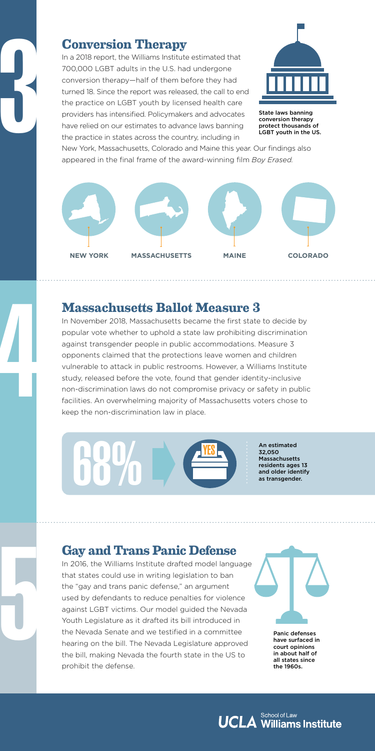## 3 Conversion Therapy

In a 2018 report, the Williams Institute estimated that 700,000 LGBT adults in the U.S. had undergone conversion therapy—half of them before they had turned 18. Since the report was released, the call to end the practice on LGBT youth by licensed health care providers has intensified. Policymakers and advocates have relied on our estimates to advance laws banning the practice in states across the country, including in New York, Massachusetts, Colorado and Maine this year. Our findings also appeared in the final frame of the award-winning film *Boy Erased.*

State laws banning conversion therapy protect thousands of LGBT youth in the US.

NEW YORK

MASSACHUSETTS

MAINE

COLORADO

## 4 Massachusetts Ballot Measure 3

In November 2018, Massachusetts became the first state to decide by popular vote whether to uphold a state law prohibiting discrimination against transgender people in public accommodations. Measure 3 opponents claimed that the protections leave women and children vulnerable to attack in public restrooms. However, a Williams Institute study, released before the vote, found that gender identity-inclusive non-discrimination laws do not compromise privacy or safety in public facilities. An overwhelming majority of Massachusetts voters chose to keep the non-discrimination law in place.

68%

YES

An estimated 32,050 Massachusetts residents ages 13 and older identify as transgender.

## 5 Gay and Trans Panic Defense

In 2016, the Williams Institute drafted model language that states could use in writing legislation to ban the "gay and trans panic defense," an argument used by defendants to reduce penalties for violence against LGBT victims. Our model guided the Nevada Youth Legislature as it drafted its bill introduced in the Nevada Senate and we testified in a committee hearing on the bill. The Nevada Legislature approved the bill, making Nevada the fourth state in the US to prohibit the defense.

Panic defenses have surfaced in court opinions in about half of all states since the 1960s.

UCLA School of Law Williams Institute